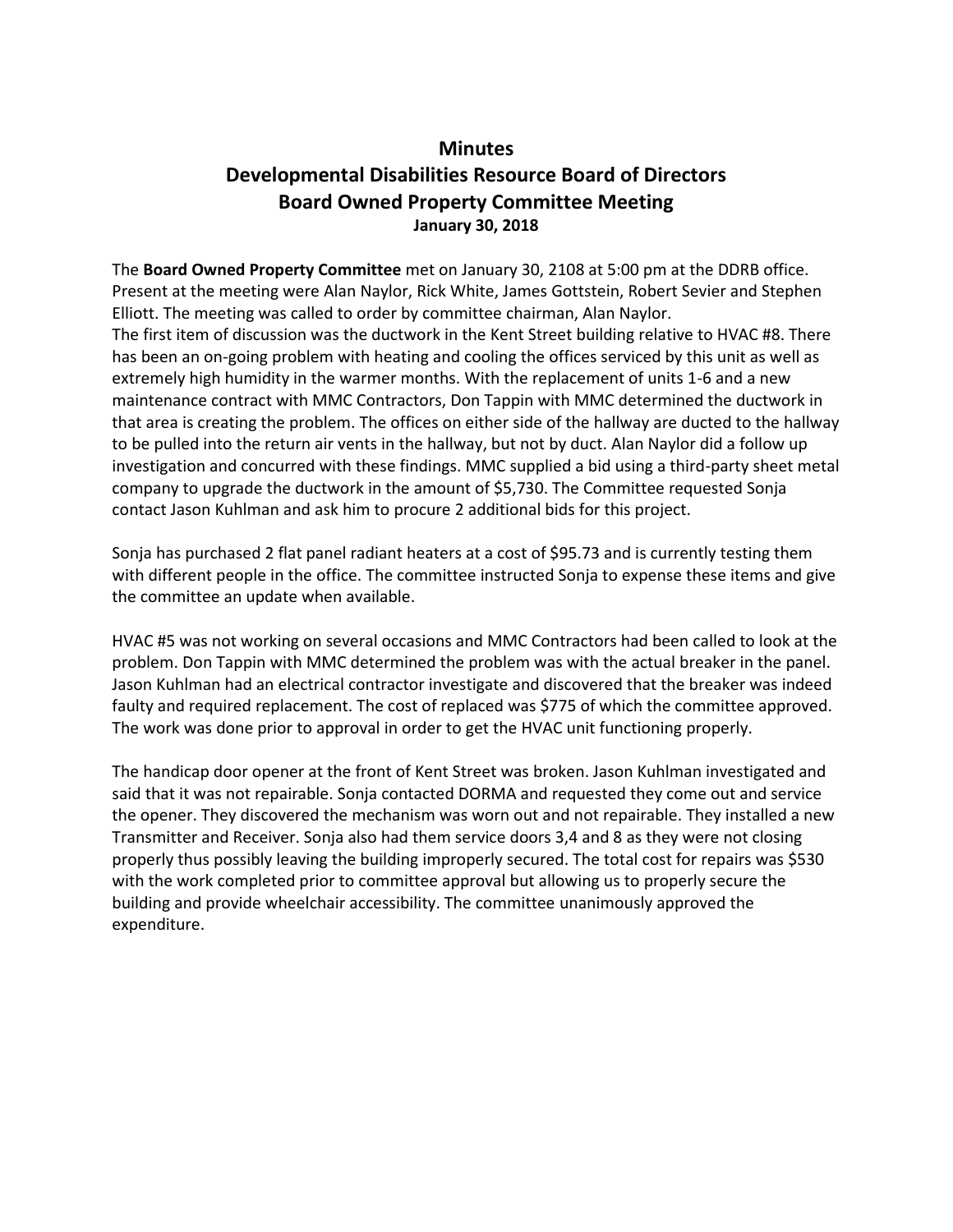# Minutes
## Developmental Disabilities Resource Board of Directors
## Board Owned Property Committee Meeting
### January 30, 2018

The **Board Owned Property Committee** met on January 30, 2108 at 5:00 pm at the DDRB office. Present at the meeting were Alan Naylor, Rick White, James Gottstein, Robert Sevier and Stephen Elliott. The meeting was called to order by committee chairman, Alan Naylor.
The first item of discussion was the ductwork in the Kent Street building relative to HVAC #8. There has been an on-going problem with heating and cooling the offices serviced by this unit as well as extremely high humidity in the warmer months. With the replacement of units 1-6 and a new maintenance contract with MMC Contractors, Don Tappin with MMC determined the ductwork in that area is creating the problem. The offices on either side of the hallway are ducted to the hallway to be pulled into the return air vents in the hallway, but not by duct. Alan Naylor did a follow up investigation and concurred with these findings. MMC supplied a bid using a third-party sheet metal company to upgrade the ductwork in the amount of $5,730. The Committee requested Sonja contact Jason Kuhlman and ask him to procure 2 additional bids for this project.

Sonja has purchased 2 flat panel radiant heaters at a cost of $95.73 and is currently testing them with different people in the office. The committee instructed Sonja to expense these items and give the committee an update when available.

HVAC #5 was not working on several occasions and MMC Contractors had been called to look at the problem. Don Tappin with MMC determined the problem was with the actual breaker in the panel. Jason Kuhlman had an electrical contractor investigate and discovered that the breaker was indeed faulty and required replacement. The cost of replaced was $775 of which the committee approved. The work was done prior to approval in order to get the HVAC unit functioning properly.

The handicap door opener at the front of Kent Street was broken. Jason Kuhlman investigated and said that it was not repairable. Sonja contacted DORMA and requested they come out and service the opener. They discovered the mechanism was worn out and not repairable. They installed a new Transmitter and Receiver. Sonja also had them service doors 3,4 and 8 as they were not closing properly thus possibly leaving the building improperly secured. The total cost for repairs was $530 with the work completed prior to committee approval but allowing us to properly secure the building and provide wheelchair accessibility. The committee unanimously approved the expenditure.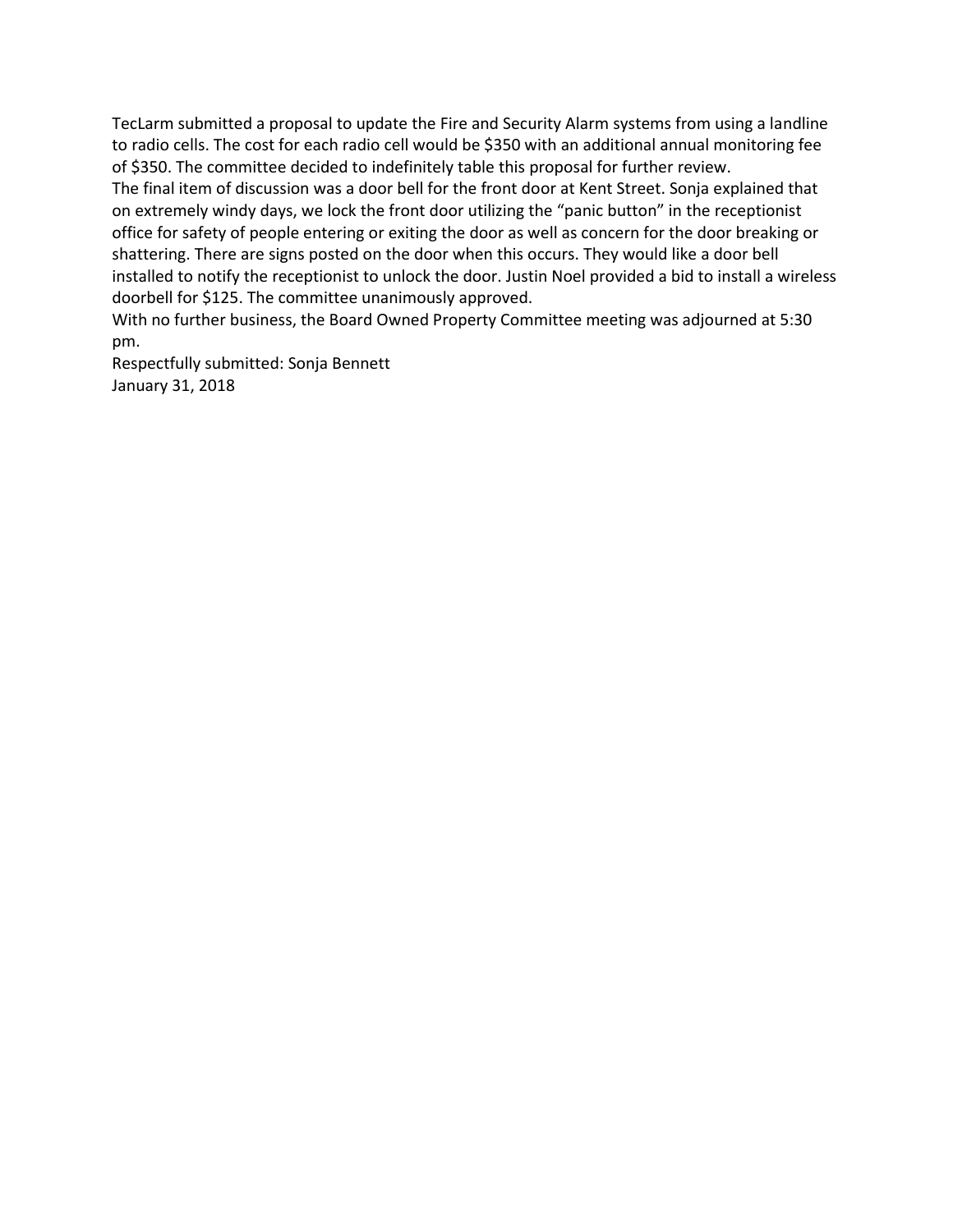TecLarm submitted a proposal to update the Fire and Security Alarm systems from using a landline to radio cells. The cost for each radio cell would be $350 with an additional annual monitoring fee of $350. The committee decided to indefinitely table this proposal for further review.

The final item of discussion was a door bell for the front door at Kent Street. Sonja explained that on extremely windy days, we lock the front door utilizing the “panic button” in the receptionist office for safety of people entering or exiting the door as well as concern for the door breaking or shattering. There are signs posted on the door when this occurs. They would like a door bell installed to notify the receptionist to unlock the door. Justin Noel provided a bid to install a wireless doorbell for $125. The committee unanimously approved.

With no further business, the Board Owned Property Committee meeting was adjourned at 5:30 pm.

Respectfully submitted: Sonja Bennett

January 31, 2018